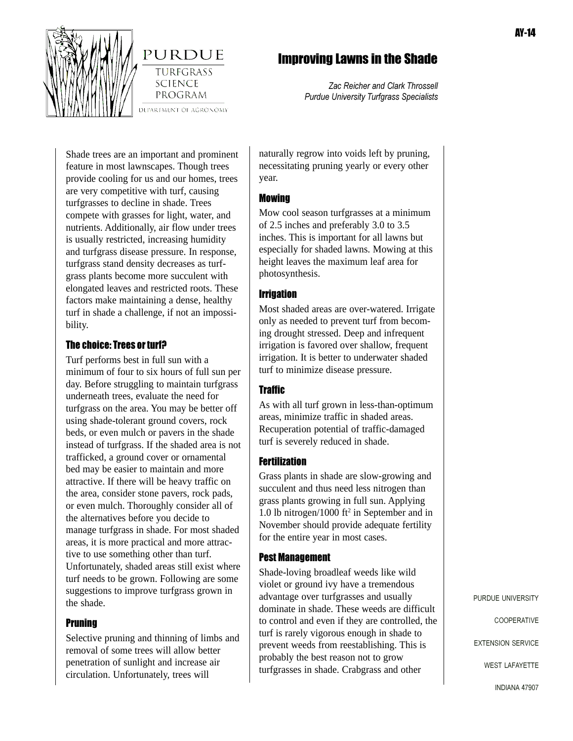AY-14

PURDUE
TURFGRASS
SCIENCE
PROGRAM
DEPARTMENT OF AGRONOMY

# Improving Lawns in the Shade

*Zac Reicher and Clark Throssell*
*Purdue University Turfgrass Specialists*

Shade trees are an important and prominent feature in most lawnscapes. Though trees provide cooling for us and our homes, trees are very competitive with turf, causing turfgrasses to decline in shade. Trees compete with grasses for light, water, and nutrients. Additionally, air flow under trees is usually restricted, increasing humidity and turfgrass disease pressure. In response, turfgrass stand density decreases as turfgrass plants become more succulent with elongated leaves and restricted roots. These factors make maintaining a dense, healthy turf in shade a challenge, if not an impossibility.

## The choice: Trees or turf?

Turf performs best in full sun with a minimum of four to six hours of full sun per day. Before struggling to maintain turfgrass underneath trees, evaluate the need for turfgrass on the area. You may be better off using shade-tolerant ground covers, rock beds, or even mulch or pavers in the shade instead of turfgrass. If the shaded area is not trafficked, a ground cover or ornamental bed may be easier to maintain and more attractive. If there will be heavy traffic on the area, consider stone pavers, rock pads, or even mulch. Thoroughly consider all of the alternatives before you decide to manage turfgrass in shade. For most shaded areas, it is more practical and more attractive to use something other than turf. Unfortunately, shaded areas still exist where turf needs to be grown. Following are some suggestions to improve turfgrass grown in the shade.

## Pruning

Selective pruning and thinning of limbs and removal of some trees will allow better penetration of sunlight and increase air circulation. Unfortunately, trees will naturally regrow into voids left by pruning, necessitating pruning yearly or every other year.

## Mowing

Mow cool season turfgrasses at a minimum of 2.5 inches and preferably 3.0 to 3.5 inches. This is important for all lawns but especially for shaded lawns. Mowing at this height leaves the maximum leaf area for photosynthesis.

## Irrigation

Most shaded areas are over-watered. Irrigate only as needed to prevent turf from becoming drought stressed. Deep and infrequent irrigation is favored over shallow, frequent irrigation. It is better to underwater shaded turf to minimize disease pressure.

## Traffic

As with all turf grown in less-than-optimum areas, minimize traffic in shaded areas. Recuperation potential of traffic-damaged turf is severely reduced in shade.

## Fertilization

Grass plants in shade are slow-growing and succulent and thus need less nitrogen than grass plants growing in full sun. Applying 1.0 lb nitrogen/1000 $ft^2$ in September and in November should provide adequate fertility for the entire year in most cases.

## Pest Management

Shade-loving broadleaf weeds like wild violet or ground ivy have a tremendous advantage over turfgrasses and usually dominate in shade. These weeds are difficult to control and even if they are controlled, the turf is rarely vigorous enough in shade to prevent weeds from reestablishing. This is probably the best reason not to grow turfgrasses in shade. Crabgrass and other

PURDUE UNIVERSITY
COOPERATIVE
EXTENSION SERVICE
WEST LAFAYETTE
INDIANA 47907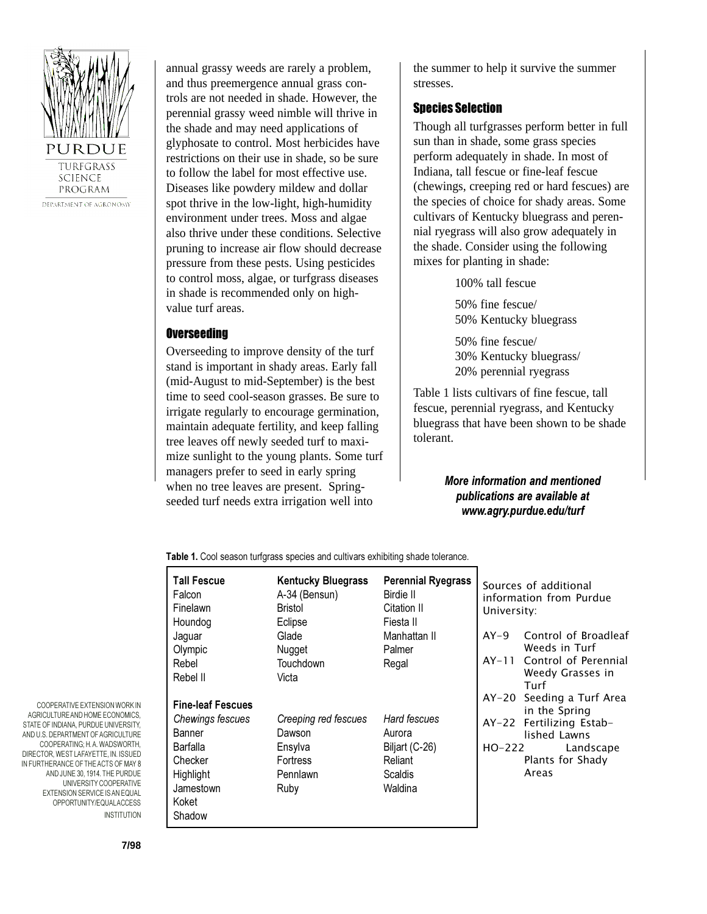annual grassy weeds are rarely a problem, and thus preemergence annual grass controls are not needed in shade. However, the perennial grassy weed nimble will thrive in the shade and may need applications of glyphosate to control. Most herbicides have restrictions on their use in shade, so be sure to follow the label for most effective use. Diseases like powdery mildew and dollar spot thrive in the low-light, high-humidity environment under trees. Moss and algae also thrive under these conditions. Selective pruning to increase air flow should decrease pressure from these pests. Using pesticides to control moss, algae, or turfgrass diseases in shade is recommended only on high-value turf areas.

## Overseeding

Overseeding to improve density of the turf stand is important in shady areas. Early fall (mid-August to mid-September) is the best time to seed cool-season grasses. Be sure to irrigate regularly to encourage germination, maintain adequate fertility, and keep falling tree leaves off newly seeded turf to maximize sunlight to the young plants. Some turf managers prefer to seed in early spring when no tree leaves are present. Spring-seeded turf needs extra irrigation well into the summer to help it survive the summer stresses.

## Species Selection

Though all turfgrasses perform better in full sun than in shade, some grass species perform adequately in shade. In most of Indiana, tall fescue or fine-leaf fescue (chewings, creeping red or hard fescues) are the species of choice for shady areas. Some cultivars of Kentucky bluegrass and perennial ryegrass will also grow adequately in the shade. Consider using the following mixes for planting in shade:

100% tall fescue

50% fine fescue/
50% Kentucky bluegrass

50% fine fescue/
30% Kentucky bluegrass/
20% perennial ryegrass

Table 1 lists cultivars of fine fescue, tall fescue, perennial ryegrass, and Kentucky bluegrass that have been shown to be shade tolerant.

***More information and mentioned publications are available at www.agry.purdue.edu/turf***

**Table 1.** Cool season turfgrass species and cultivars exhibiting shade tolerance.

| **Tall Fescue** | **Kentucky Bluegrass** | **Perennial Ryegrass** |
|---|---|---|
| Falcon | A-34 (Bensun) | Birdie II |
| Finelawn | Bristol | Citation II |
| Houndog | Eclipse | Fiesta II |
| Jaguar | Glade | Manhattan II |
| Olympic | Nugget | Palmer |
| Rebel | Touchdown | Regal |
| Rebel II | Victa | |
| **Fine-leaf Fescues** | | |
| *Chewings fescues* | *Creeping red fescues* | *Hard fescues* |
| Banner | Dawson | Aurora |
| Barfalla | Ensylva | Biljart (C-26) |
| Checker | Fortress | Reliant |
| Highlight | Pennlawn | Scaldis |
| Jamestown | Ruby | Waldina |
| Koket | | |
| Shadow | | |

Sources of additional information from Purdue University:

- AY-9 Control of Broadleaf Weeds in Turf
- AY-11 Control of Perennial Weedy Grasses in Turf
- AY-20 Seeding a Turf Area in the Spring
- AY-22 Fertilizing Established Lawns
- HO-222 Landscape Plants for Shady Areas

COOPERATIVE EXTENSION WORK IN AGRICULTURE AND HOME ECONOMICS, STATE OF INDIANA, PURDUE UNIVERSITY, AND U.S. DEPARTMENT OF AGRICULTURE COOPERATING; H. A. WADSWORTH, DIRECTOR, WEST LAFAYETTE, IN. ISSUED IN FURTHERANCE OF THE ACTS OF MAY 8 AND JUNE 30, 1914. THE PURDUE UNIVERSITY COOPERATIVE EXTENSION SERVICE IS AN EQUAL OPPORTUNITY/EQUAL ACCESS INSTITUTION

7/98